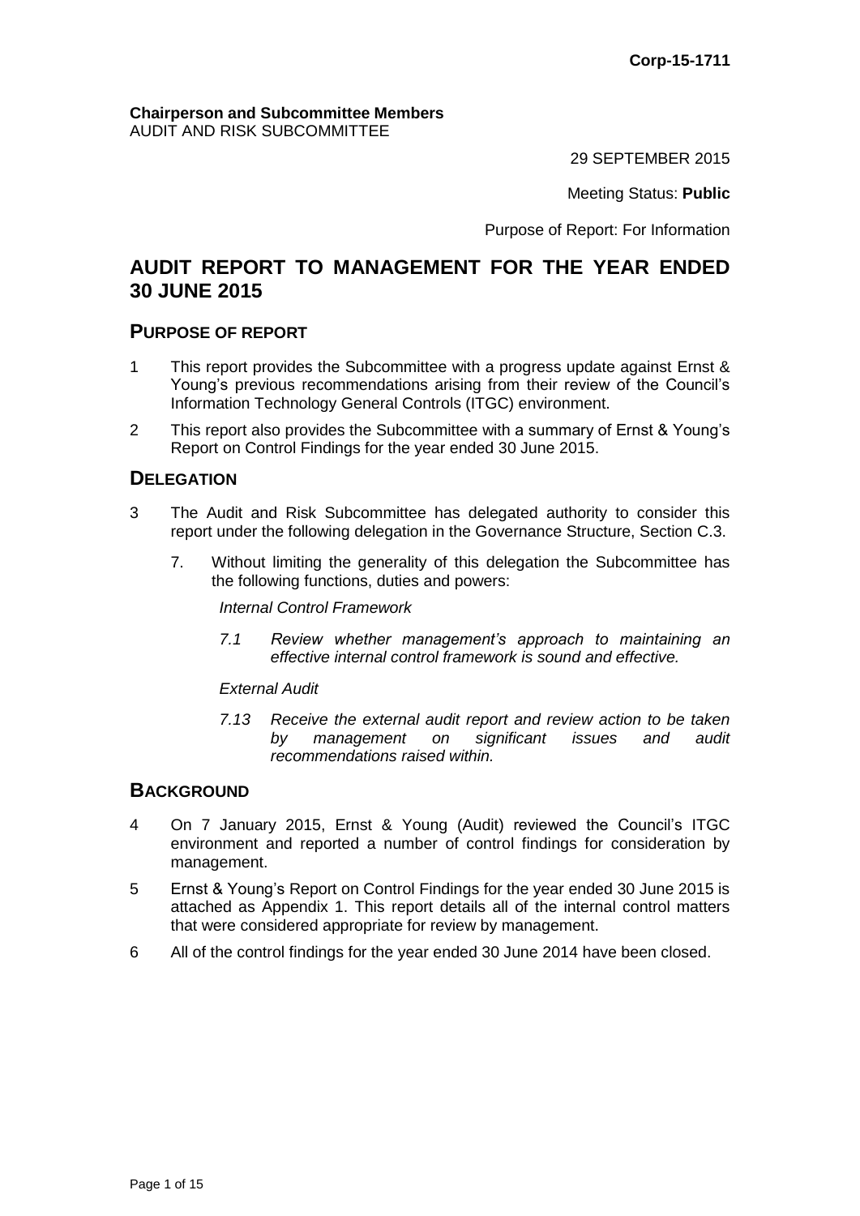**Corp-15-1711**

**Chairperson and Subcommittee Members**
AUDIT AND RISK SUBCOMMITTEE

29 SEPTEMBER 2015

Meeting Status: **Public**

Purpose of Report: For Information

# AUDIT REPORT TO MANAGEMENT FOR THE YEAR ENDED 30 JUNE 2015

## PURPOSE OF REPORT

1 This report provides the Subcommittee with a progress update against Ernst & Young's previous recommendations arising from their review of the Council's Information Technology General Controls (ITGC) environment.

2 This report also provides the Subcommittee with a summary of Ernst & Young's Report on Control Findings for the year ended 30 June 2015.

## DELEGATION

3 The Audit and Risk Subcommittee has delegated authority to consider this report under the following delegation in the Governance Structure, Section C.3.

7. Without limiting the generality of this delegation the Subcommittee has the following functions, duties and powers:

*Internal Control Framework*

*7.1 Review whether management's approach to maintaining an effective internal control framework is sound and effective.*

*External Audit*

*7.13 Receive the external audit report and review action to be taken by management on significant issues and audit recommendations raised within.*

## BACKGROUND

4 On 7 January 2015, Ernst & Young (Audit) reviewed the Council's ITGC environment and reported a number of control findings for consideration by management.

5 Ernst & Young's Report on Control Findings for the year ended 30 June 2015 is attached as Appendix 1. This report details all of the internal control matters that were considered appropriate for review by management.

6 All of the control findings for the year ended 30 June 2014 have been closed.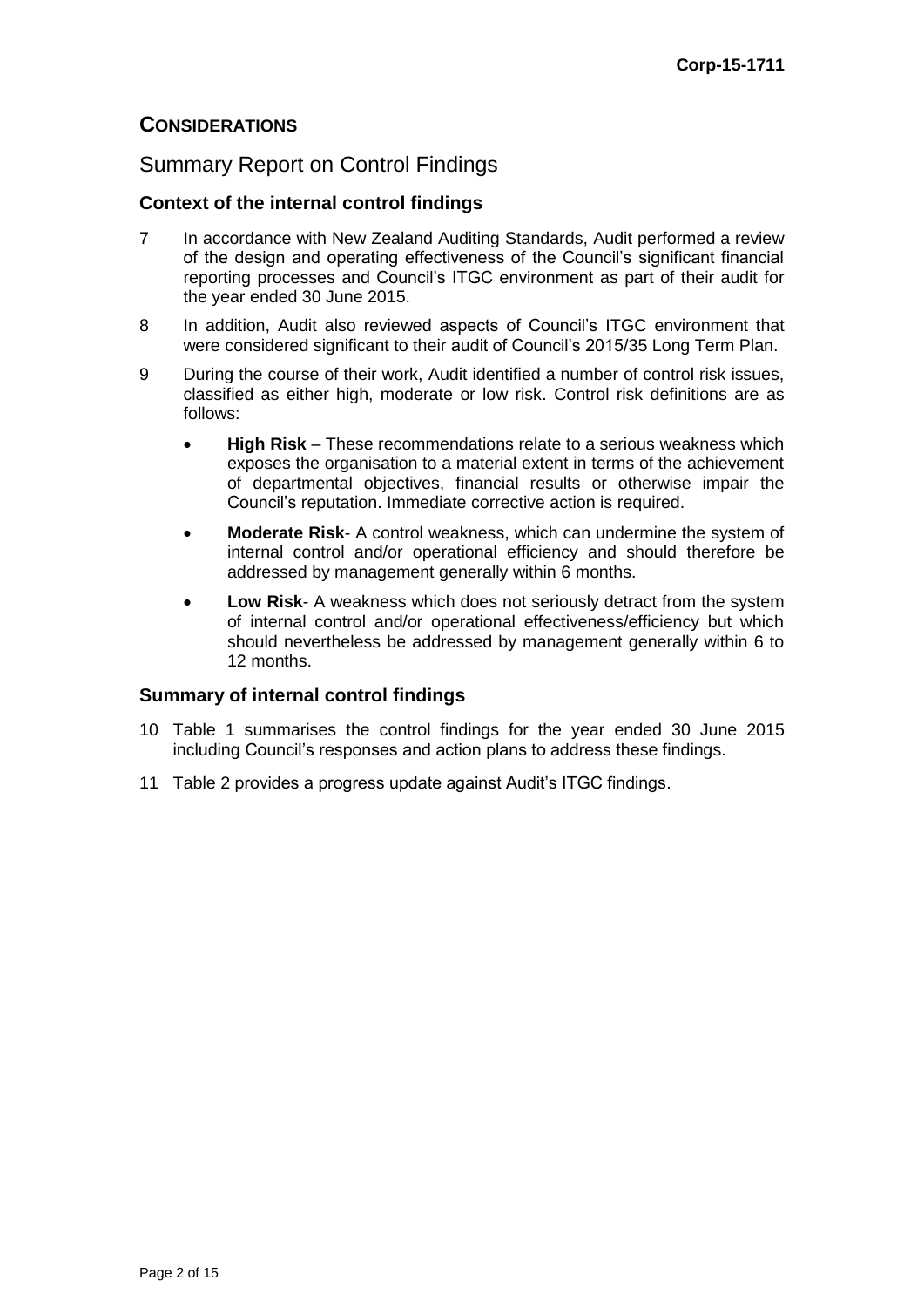## CONSIDERATIONS

### Summary Report on Control Findings

#### Context of the internal control findings

7 In accordance with New Zealand Auditing Standards, Audit performed a review of the design and operating effectiveness of the Council's significant financial reporting processes and Council's ITGC environment as part of their audit for the year ended 30 June 2015.

8 In addition, Audit also reviewed aspects of Council's ITGC environment that were considered significant to their audit of Council's 2015/35 Long Term Plan.

9 During the course of their work, Audit identified a number of control risk issues, classified as either high, moderate or low risk. Control risk definitions are as follows:

- **High Risk** – These recommendations relate to a serious weakness which exposes the organisation to a material extent in terms of the achievement of departmental objectives, financial results or otherwise impair the Council's reputation. Immediate corrective action is required.
- **Moderate Risk**- A control weakness, which can undermine the system of internal control and/or operational efficiency and should therefore be addressed by management generally within 6 months.
- **Low Risk**- A weakness which does not seriously detract from the system of internal control and/or operational effectiveness/efficiency but which should nevertheless be addressed by management generally within 6 to 12 months.

#### Summary of internal control findings

10 Table 1 summarises the control findings for the year ended 30 June 2015 including Council's responses and action plans to address these findings.

11 Table 2 provides a progress update against Audit's ITGC findings.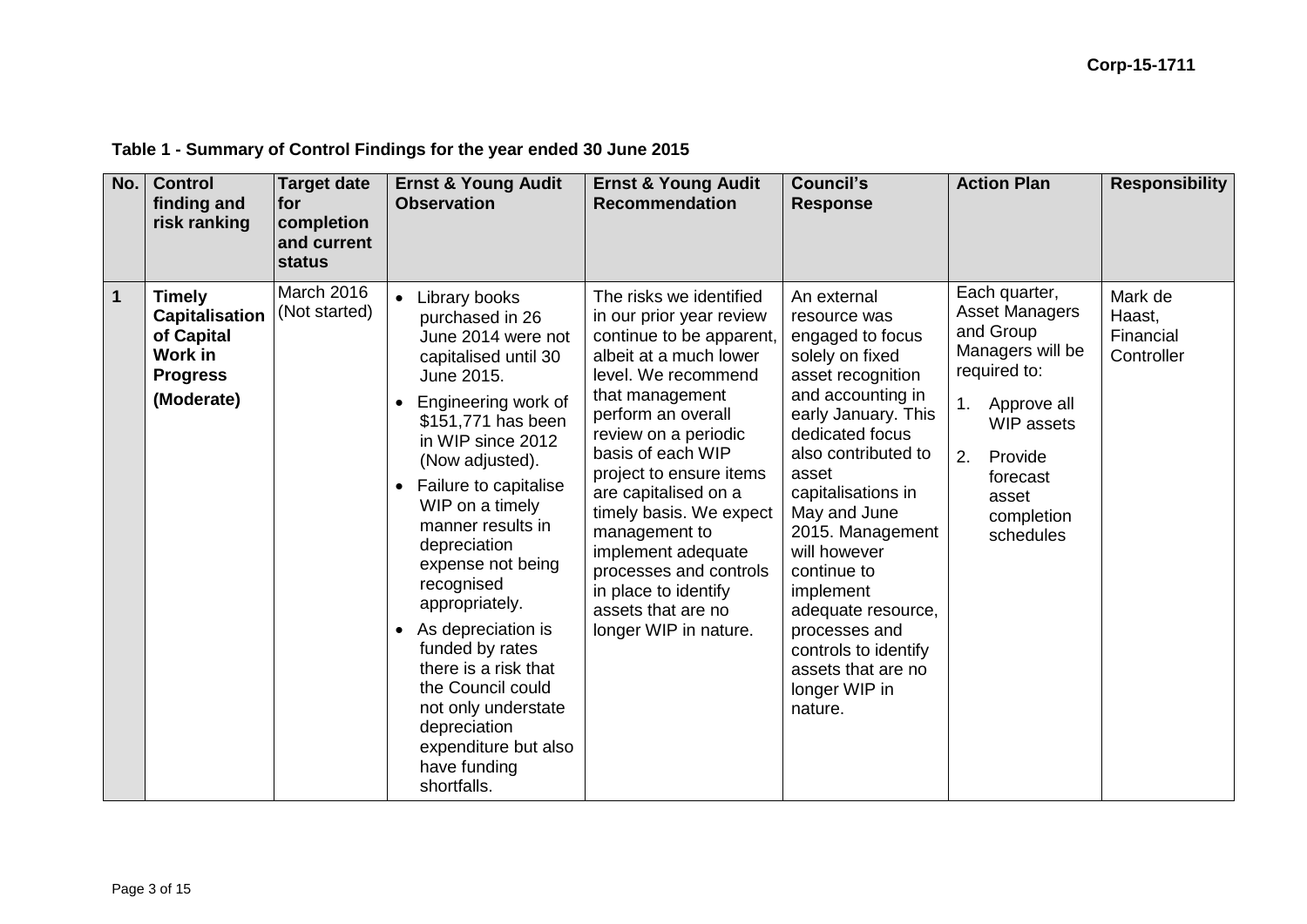**Table 1 - Summary of Control Findings for the year ended 30 June 2015**

| No. | Control finding and risk ranking | Target date for completion and current status | Ernst & Young Audit Observation | Ernst & Young Audit Recommendation | Council's Response | Action Plan | Responsibility |
|---|---|---|---|---|---|---|---|
| **1** | **Timely Capitalisation of Capital Work in Progress** **(Moderate)** | March 2016 (Not started) | • Library books purchased in 26 June 2014 were not capitalised until 30 June 2015. • Engineering work of $151,771 has been in WIP since 2012 (Now adjusted). • Failure to capitalise WIP on a timely manner results in depreciation expense not being recognised appropriately. • As depreciation is funded by rates there is a risk that the Council could not only understate depreciation expenditure but also have funding shortfalls. | The risks we identified in our prior year review continue to be apparent, albeit at a much lower level. We recommend that management perform an overall review on a periodic basis of each WIP project to ensure items are capitalised on a timely basis. We expect management to implement adequate processes and controls in place to identify assets that are no longer WIP in nature. | An external resource was engaged to focus solely on fixed asset recognition and accounting in early January. This dedicated focus also contributed to asset capitalisations in May and June 2015. Management will however continue to implement adequate resource, processes and controls to identify assets that are no longer WIP in nature. | Each quarter, Asset Managers and Group Managers will be required to: 1. Approve all WIP assets 2. Provide forecast asset completion schedules | Mark de Haast, Financial Controller |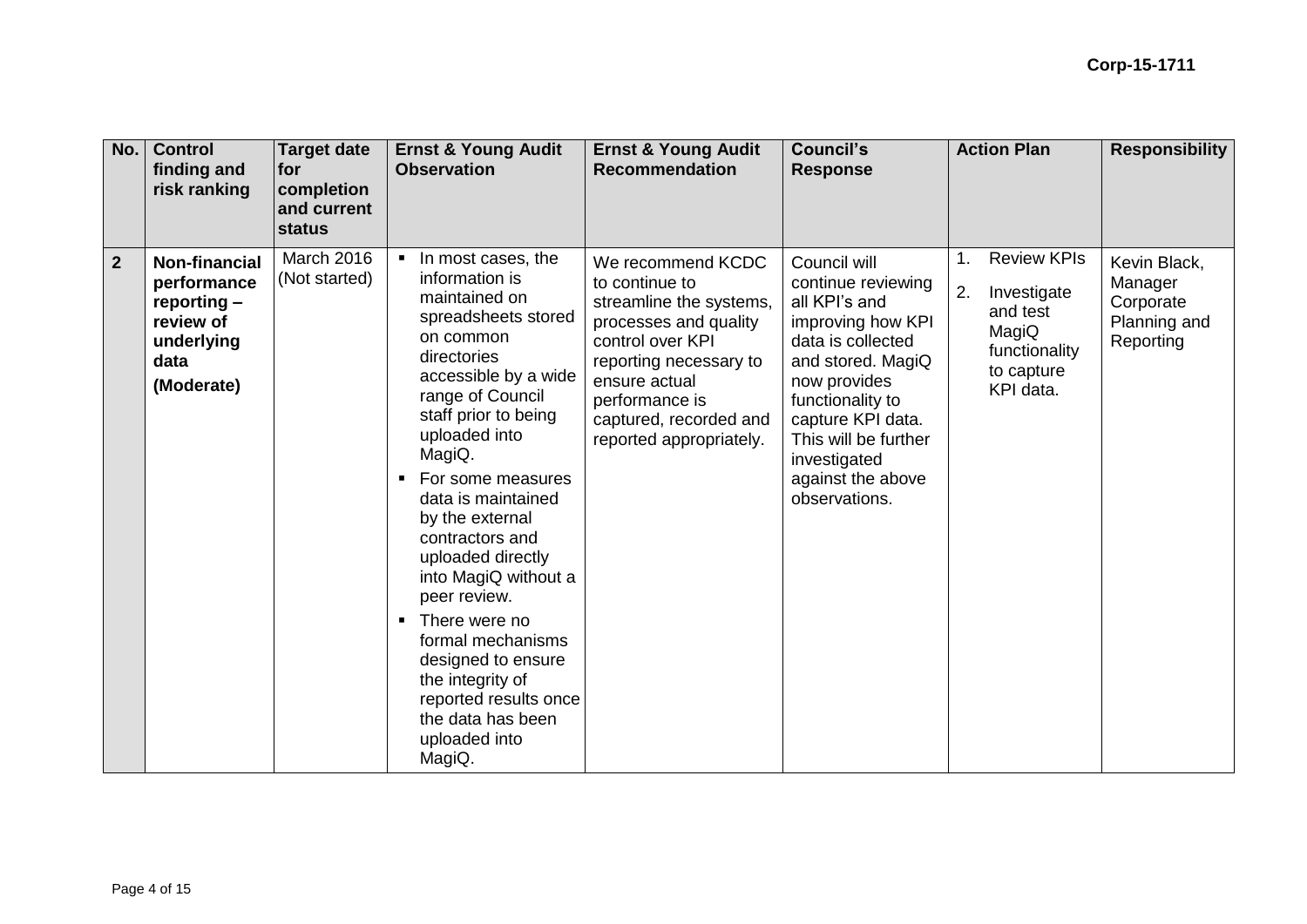| No. | Control finding and risk ranking | Target date for completion and current status | Ernst & Young Audit Observation | Ernst & Young Audit Recommendation | Council's Response | Action Plan | Responsibility |
|---|---|---|---|---|---|---|---|
| **2** | **Non-financial performance reporting – review of underlying data**<br><br>**(Moderate)** | March 2016 (Not started) | ▪ In most cases, the information is maintained on spreadsheets stored on common directories accessible by a wide range of Council staff prior to being uploaded into MagiQ.<br>▪ For some measures data is maintained by the external contractors and uploaded directly into MagiQ without a peer review.<br>▪ There were no formal mechanisms designed to ensure the integrity of reported results once the data has been uploaded into MagiQ. | We recommend KCDC to continue to streamline the systems, processes and quality control over KPI reporting necessary to ensure actual performance is captured, recorded and reported appropriately. | Council will continue reviewing all KPI's and improving how KPI data is collected and stored. MagiQ now provides functionality to capture KPI data. This will be further investigated against the above observations. | 1. Review KPIs<br>2. Investigate and test MagiQ functionality to capture KPI data. | Kevin Black, Manager Corporate Planning and Reporting |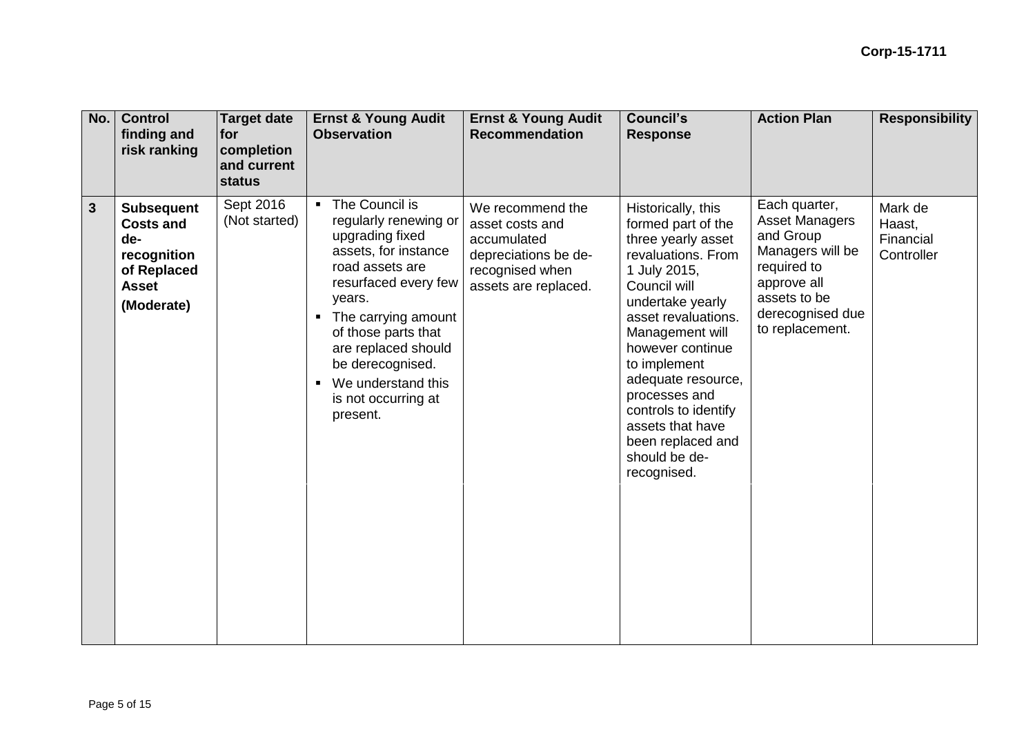| No. | Control finding and risk ranking | Target date for completion and current status | Ernst & Young Audit Observation | Ernst & Young Audit Recommendation | Council's Response | Action Plan | Responsibility |
|---|---|---|---|---|---|---|---|
| **3** | **Subsequent Costs and de-recognition of Replaced Asset (Moderate)** | Sept 2016 (Not started) | ▪ The Council is regularly renewing or upgrading fixed assets, for instance road assets are resurfaced every few years.<br>▪ The carrying amount of those parts that are replaced should be derecognised.<br>▪ We understand this is not occurring at present. | We recommend the asset costs and accumulated depreciations be de-recognised when assets are replaced. | Historically, this formed part of the three yearly asset revaluations. From 1 July 2015, Council will undertake yearly asset revaluations. Management will however continue to implement adequate resource, processes and controls to identify assets that have been replaced and should be de-recognised. | Each quarter, Asset Managers and Group Managers will be required to approve all assets to be derecognised due to replacement. | Mark de Haast, Financial Controller |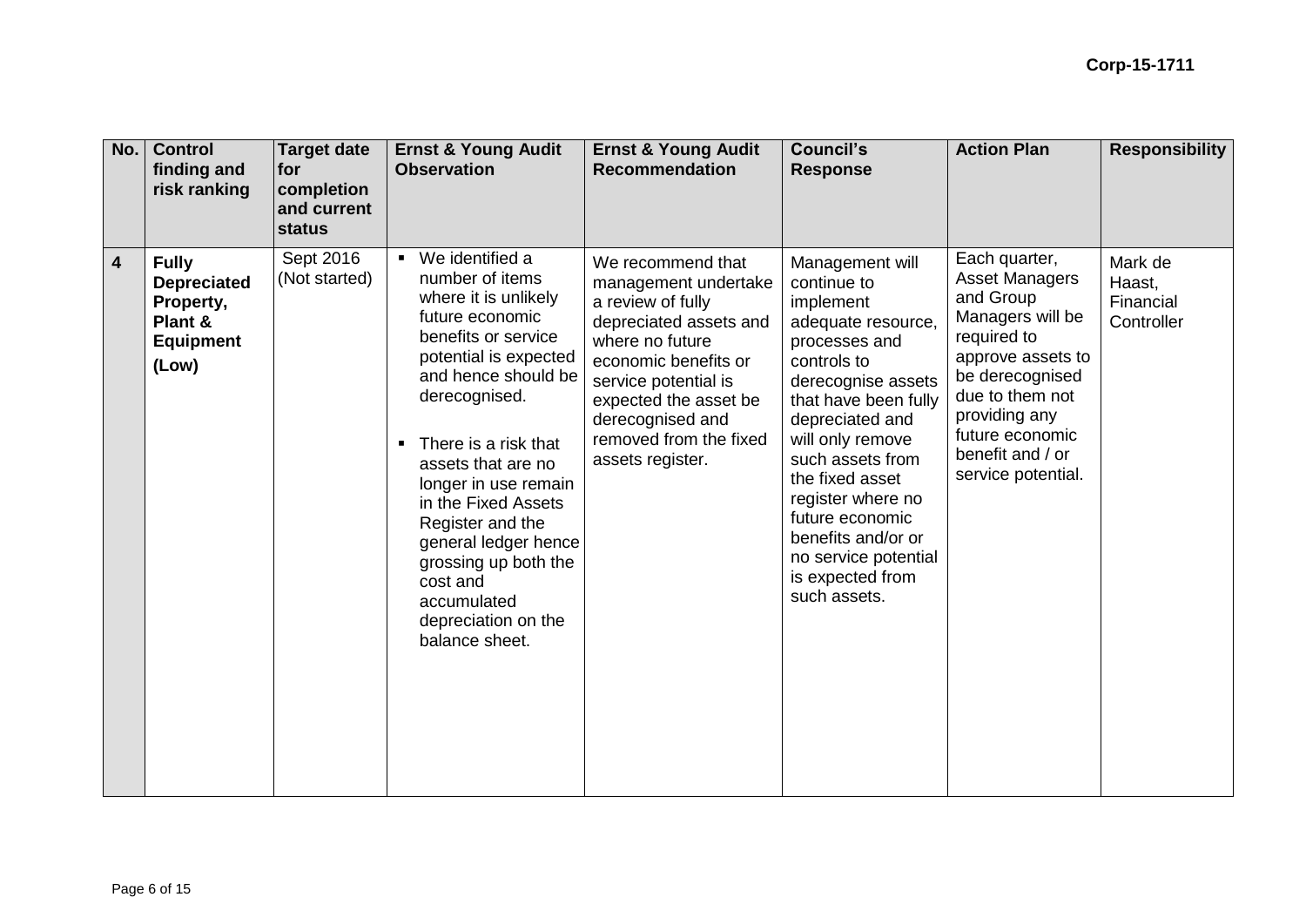| No. | Control finding and risk ranking | Target date for completion and current status | Ernst & Young Audit Observation | Ernst & Young Audit Recommendation | Council's Response | Action Plan | Responsibility |
|---|---|---|---|---|---|---|---|
| 4 | **Fully Depreciated Property, Plant & Equipment (Low)** | Sept 2016 (Not started) | ▪ We identified a number of items where it is unlikely future economic benefits or service potential is expected and hence should be derecognised.<br><br>▪ There is a risk that assets that are no longer in use remain in the Fixed Assets Register and the general ledger hence grossing up both the cost and accumulated depreciation on the balance sheet. | We recommend that management undertake a review of fully depreciated assets and where no future economic benefits or service potential is expected the asset be derecognised and removed from the fixed assets register. | Management will continue to implement adequate resource, processes and controls to derecognise assets that have been fully depreciated and will only remove such assets from the fixed asset register where no future economic benefits and/or or no service potential is expected from such assets. | Each quarter, Asset Managers and Group Managers will be required to approve assets to be derecognised due to them not providing any future economic benefit and / or service potential. | Mark de Haast, Financial Controller |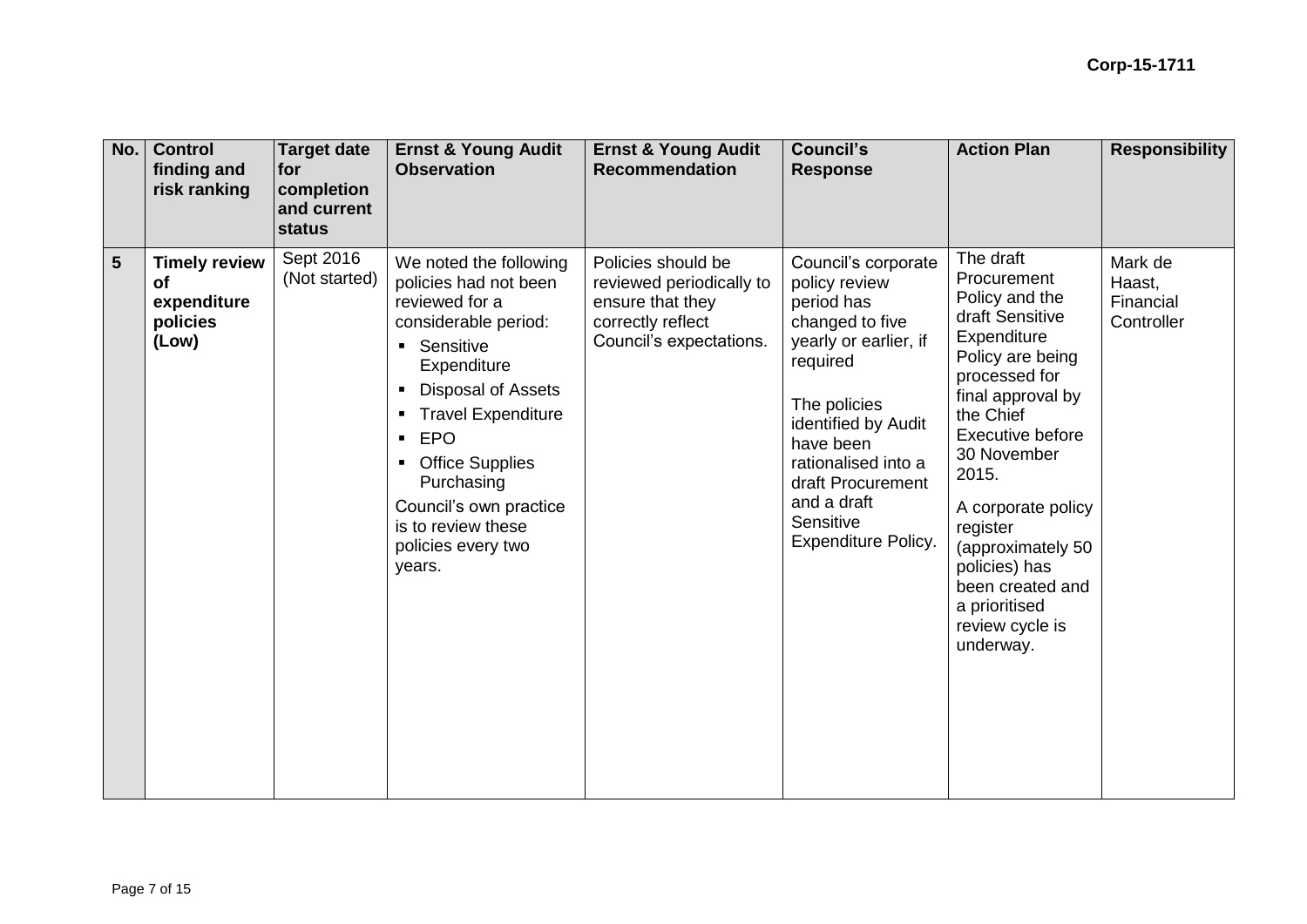| No. | Control finding and risk ranking | Target date for completion and current status | Ernst & Young Audit Observation | Ernst & Young Audit Recommendation | Council's Response | Action Plan | Responsibility |
|---|---|---|---|---|---|---|---|
| **5** | **Timely review of expenditure policies (Low)** | Sept 2016 (Not started) | We noted the following policies had not been reviewed for a considerable period:<br>▪ Sensitive Expenditure<br>▪ Disposal of Assets<br>▪ Travel Expenditure<br>▪ EPO<br>▪ Office Supplies Purchasing<br>Council's own practice is to review these policies every two years. | Policies should be reviewed periodically to ensure that they correctly reflect Council's expectations. | Council's corporate policy review period has changed to five yearly or earlier, if required<br><br>The policies identified by Audit have been rationalised into a draft Procurement and a draft Sensitive Expenditure Policy. | The draft Procurement Policy and the draft Sensitive Expenditure Policy are being processed for final approval by the Chief Executive before 30 November 2015.<br><br>A corporate policy register (approximately 50 policies) has been created and a prioritised review cycle is underway. | Mark de Haast, Financial Controller |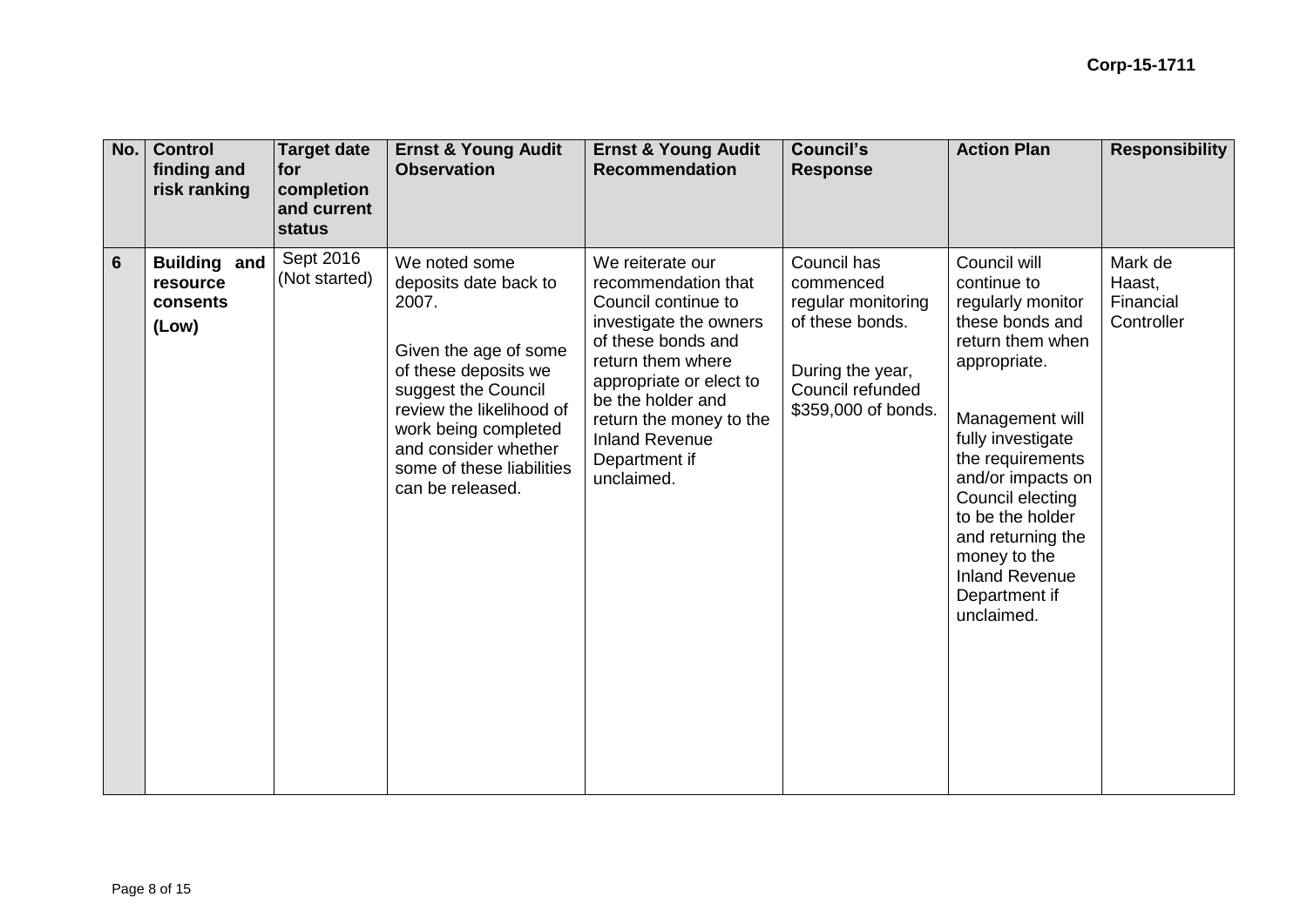Corp-15-1711

| No. | Control finding and risk ranking | Target date for completion and current status | Ernst & Young Audit Observation | Ernst & Young Audit Recommendation | Council's Response | Action Plan | Responsibility |
|---|---|---|---|---|---|---|---|
| 6 | **Building and resource consents** **(Low)** | Sept 2016 (Not started) | We noted some deposits date back to 2007. Given the age of some of these deposits we suggest the Council review the likelihood of work being completed and consider whether some of these liabilities can be released. | We reiterate our recommendation that Council continue to investigate the owners of these bonds and return them where appropriate or elect to be the holder and return the money to the Inland Revenue Department if unclaimed. | Council has commenced regular monitoring of these bonds. During the year, Council refunded $359,000 of bonds. | Council will continue to regularly monitor these bonds and return them when appropriate. Management will fully investigate the requirements and/or impacts on Council electing to be the holder and returning the money to the Inland Revenue Department if unclaimed. | Mark de Haast, Financial Controller |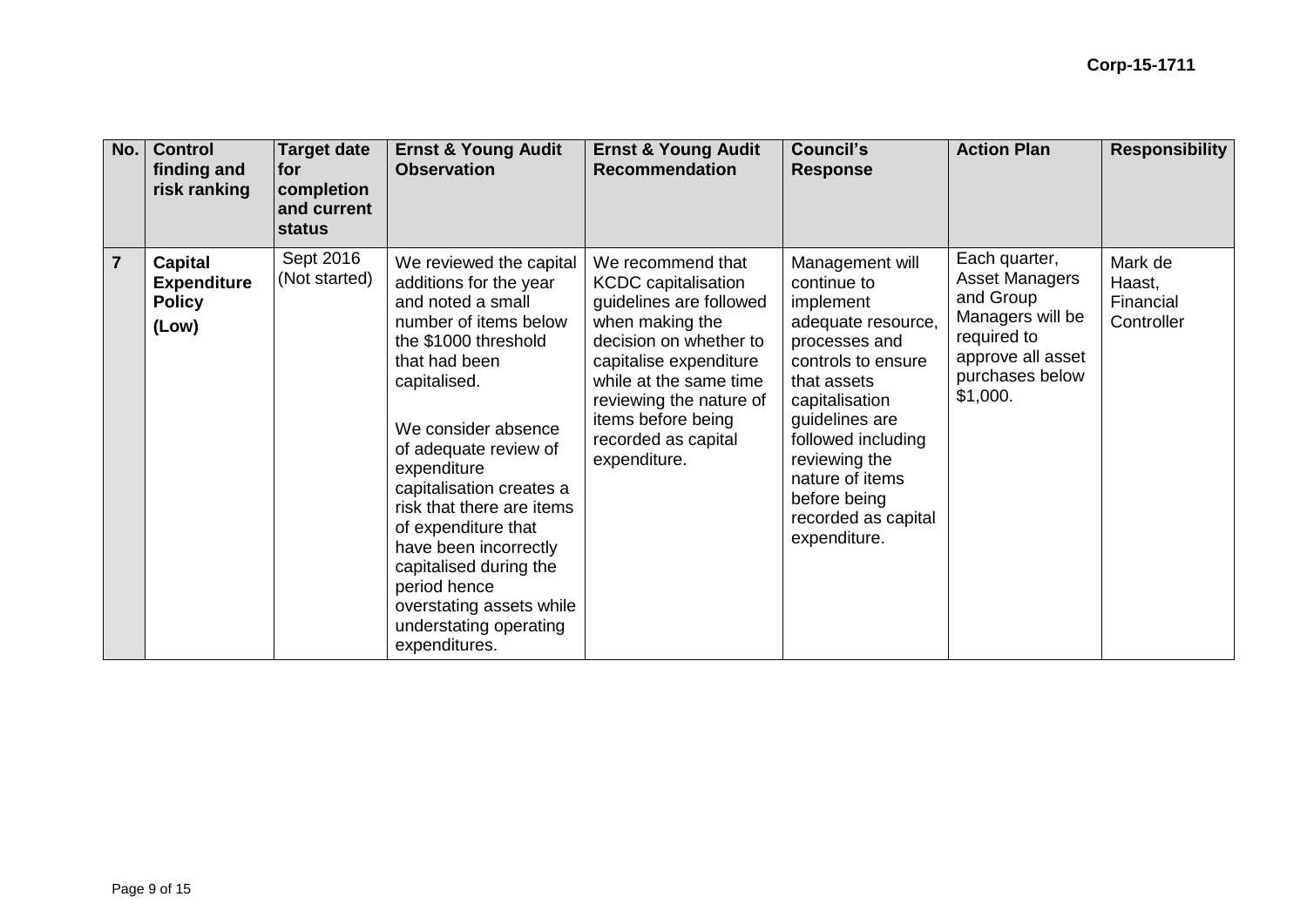| No. | Control finding and risk ranking | Target date for completion and current status | Ernst & Young Audit Observation | Ernst & Young Audit Recommendation | Council's Response | Action Plan | Responsibility |
|---|---|---|---|---|---|---|---|
| **7** | **Capital Expenditure Policy (Low)** | Sept 2016 (Not started) | We reviewed the capital additions for the year and noted a small number of items below the $1000 threshold that had been capitalised.<br><br>We consider absence of adequate review of expenditure capitalisation creates a risk that there are items of expenditure that have been incorrectly capitalised during the period hence overstating assets while understating operating expenditures. | We recommend that KCDC capitalisation guidelines are followed when making the decision on whether to capitalise expenditure while at the same time reviewing the nature of items before being recorded as capital expenditure. | Management will continue to implement adequate resource, processes and controls to ensure that assets capitalisation guidelines are followed including reviewing the nature of items before being recorded as capital expenditure. | Each quarter, Asset Managers and Group Managers will be required to approve all asset purchases below $1,000. | Mark de Haast, Financial Controller |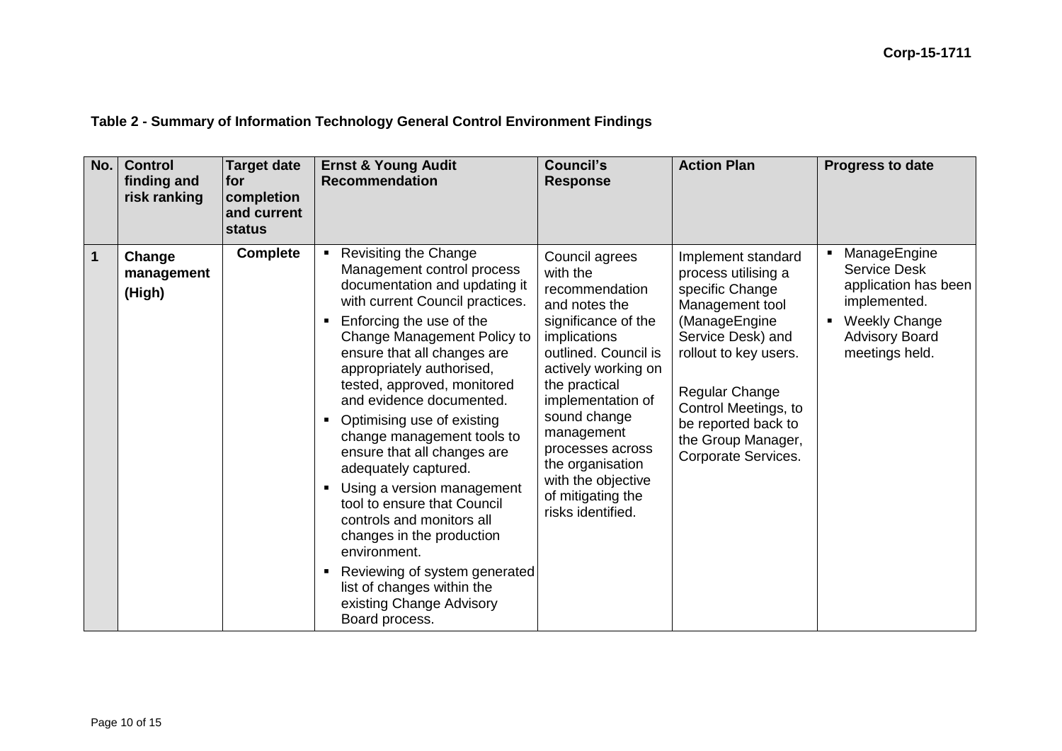**Table 2 - Summary of Information Technology General Control Environment Findings**

| No. | Control finding and risk ranking | Target date for completion and current status | Ernst & Young Audit Recommendation | Council's Response | Action Plan | Progress to date |
|---|---|---|---|---|---|---|
| **1** | **Change management (High)** | **Complete** | ▪ Revisiting the Change Management control process documentation and updating it with current Council practices.<br>▪ Enforcing the use of the Change Management Policy to ensure that all changes are appropriately authorised, tested, approved, monitored and evidence documented.<br>▪ Optimising use of existing change management tools to ensure that all changes are adequately captured.<br>▪ Using a version management tool to ensure that Council controls and monitors all changes in the production environment.<br>▪ Reviewing of system generated list of changes within the existing Change Advisory Board process. | Council agrees with the recommendation and notes the significance of the implications outlined. Council is actively working on the practical implementation of sound change management processes across the organisation with the objective of mitigating the risks identified. | Implement standard process utilising a specific Change Management tool (ManageEngine Service Desk) and rollout to key users.<br><br>Regular Change Control Meetings, to be reported back to the Group Manager, Corporate Services. | ▪ ManageEngine Service Desk application has been implemented.<br>▪ Weekly Change Advisory Board meetings held. |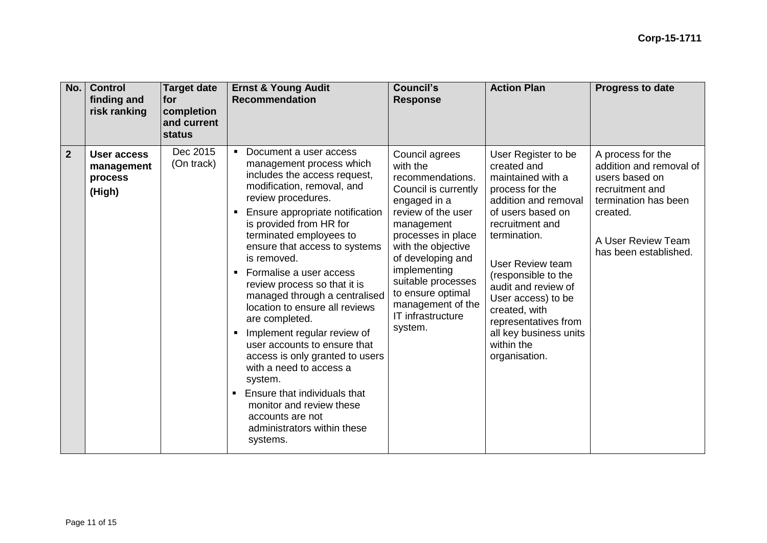Corp-15-1711

| No. | Control finding and risk ranking | Target date for completion and current status | Ernst & Young Audit Recommendation | Council's Response | Action Plan | Progress to date |
|---|---|---|---|---|---|---|
| **2** | **User access management process (High)** | Dec 2015 (On track) | ▪ Document a user access management process which includes the access request, modification, removal, and review procedures.<br>▪ Ensure appropriate notification is provided from HR for terminated employees to ensure that access to systems is removed.<br>▪ Formalise a user access review process so that it is managed through a centralised location to ensure all reviews are completed.<br>▪ Implement regular review of user accounts to ensure that access is only granted to users with a need to access a system.<br>▪ Ensure that individuals that monitor and review these accounts are not administrators within these systems. | Council agrees with the recommendations. Council is currently engaged in a review of the user management processes in place with the objective of developing and implementing suitable processes to ensure optimal management of the IT infrastructure system. | User Register to be created and maintained with a process for the addition and removal of users based on recruitment and termination.<br><br>User Review team (responsible to the audit and review of User access) to be created, with representatives from all key business units within the organisation. | A process for the addition and removal of users based on recruitment and termination has been created.<br><br>A User Review Team has been established. |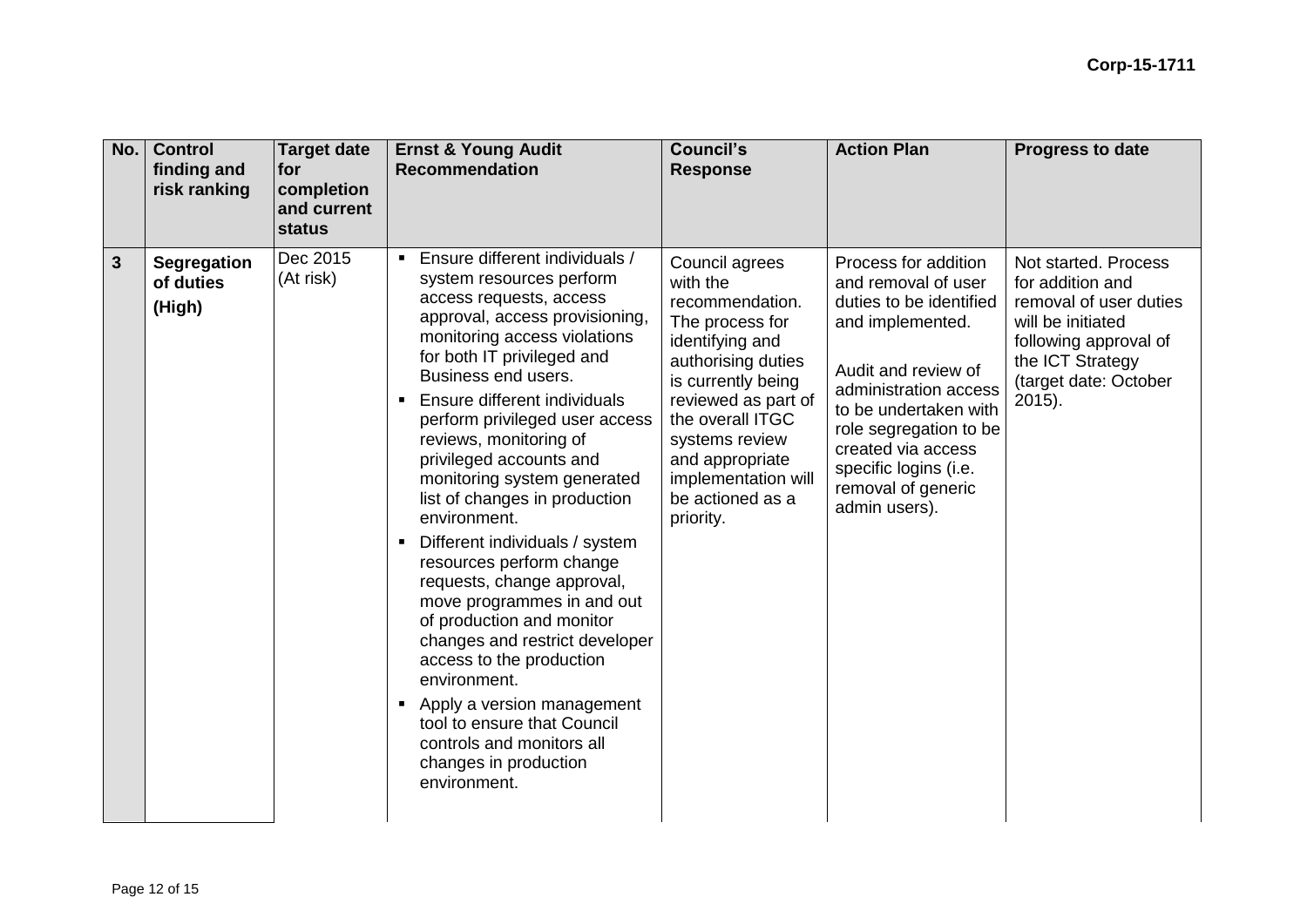| No. | Control finding and risk ranking | Target date for completion and current status | Ernst & Young Audit Recommendation | Council's Response | Action Plan | Progress to date |
|---|---|---|---|---|---|---|
| **3** | **Segregation of duties** **(High)** | Dec 2015 (At risk) | ▪ Ensure different individuals / system resources perform access requests, access approval, access provisioning, monitoring access violations for both IT privileged and Business end users. ▪ Ensure different individuals perform privileged user access reviews, monitoring of privileged accounts and monitoring system generated list of changes in production environment. ▪ Different individuals / system resources perform change requests, change approval, move programmes in and out of production and monitor changes and restrict developer access to the production environment. ▪ Apply a version management tool to ensure that Council controls and monitors all changes in production environment. | Council agrees with the recommendation. The process for identifying and authorising duties is currently being reviewed as part of the overall ITGC systems review and appropriate implementation will be actioned as a priority. | Process for addition and removal of user duties to be identified and implemented. Audit and review of administration access to be undertaken with role segregation to be created via access specific logins (i.e. removal of generic admin users). | Not started. Process for addition and removal of user duties will be initiated following approval of the ICT Strategy (target date: October 2015). |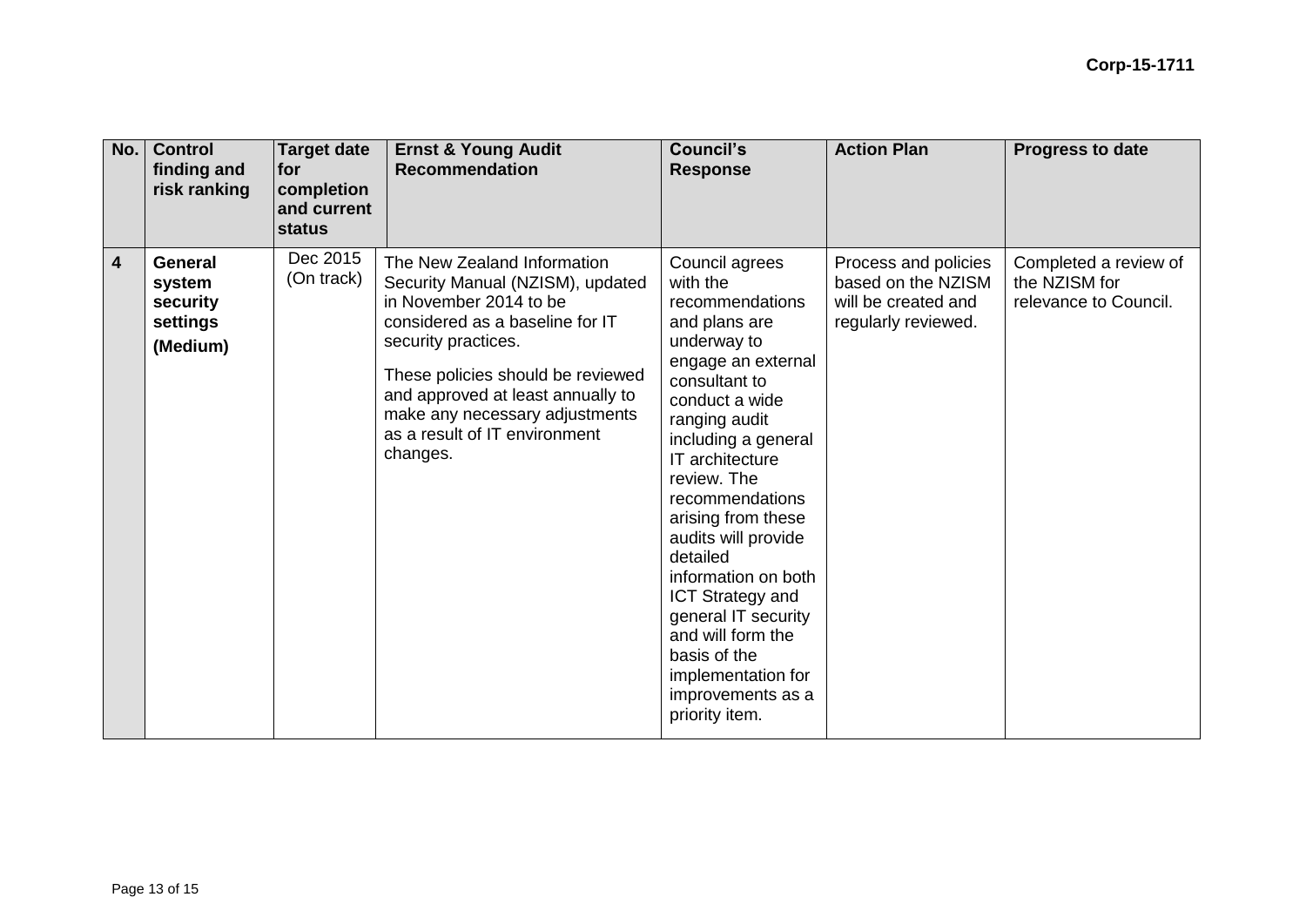Corp-15-1711

| No. | Control finding and risk ranking | Target date for completion and current status | Ernst & Young Audit Recommendation | Council's Response | Action Plan | Progress to date |
|---|---|---|---|---|---|---|
| **4** | **General system security settings (Medium)** | Dec 2015 (On track) | The New Zealand Information Security Manual (NZISM), updated in November 2014 to be considered as a baseline for IT security practices.<br><br>These policies should be reviewed and approved at least annually to make any necessary adjustments as a result of IT environment changes. | Council agrees with the recommendations and plans are underway to engage an external consultant to conduct a wide ranging audit including a general IT architecture review. The recommendations arising from these audits will provide detailed information on both ICT Strategy and general IT security and will form the basis of the implementation for improvements as a priority item. | Process and policies based on the NZISM will be created and regularly reviewed. | Completed a review of the NZISM for relevance to Council. |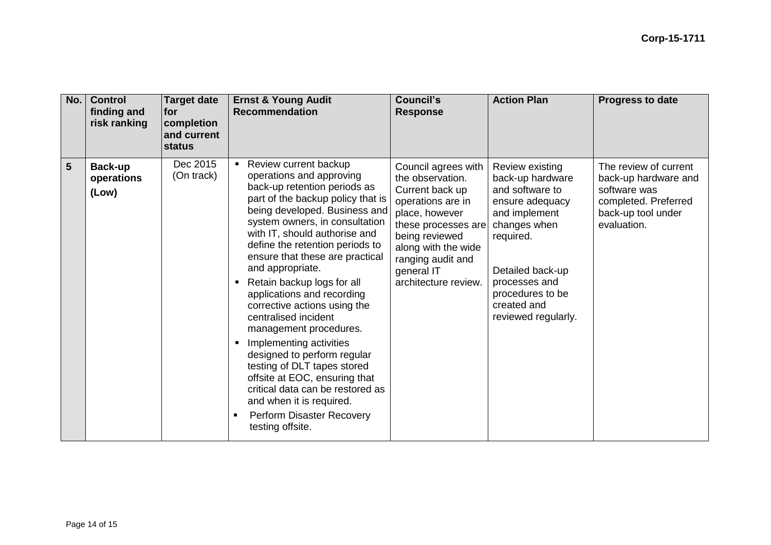| No. | Control finding and risk ranking | Target date for completion and current status | Ernst & Young Audit Recommendation | Council's Response | Action Plan | Progress to date |
|---|---|---|---|---|---|---|
| **5** | **Back-up operations** **(Low)** | Dec 2015 (On track) | ▪ Review current backup operations and approving back-up retention periods as part of the backup policy that is being developed. Business and system owners, in consultation with IT, should authorise and define the retention periods to ensure that these are practical and appropriate. ▪ Retain backup logs for all applications and recording corrective actions using the centralised incident management procedures. ▪ Implementing activities designed to perform regular testing of DLT tapes stored offsite at EOC, ensuring that critical data can be restored as and when it is required. ▪ Perform Disaster Recovery testing offsite. | Council agrees with the observation. Current back up operations are in place, however these processes are being reviewed along with the wide ranging audit and general IT architecture review. | Review existing back-up hardware and software to ensure adequacy and implement changes when required. Detailed back-up processes and procedures to be created and reviewed regularly. | The review of current back-up hardware and software was completed. Preferred back-up tool under evaluation. |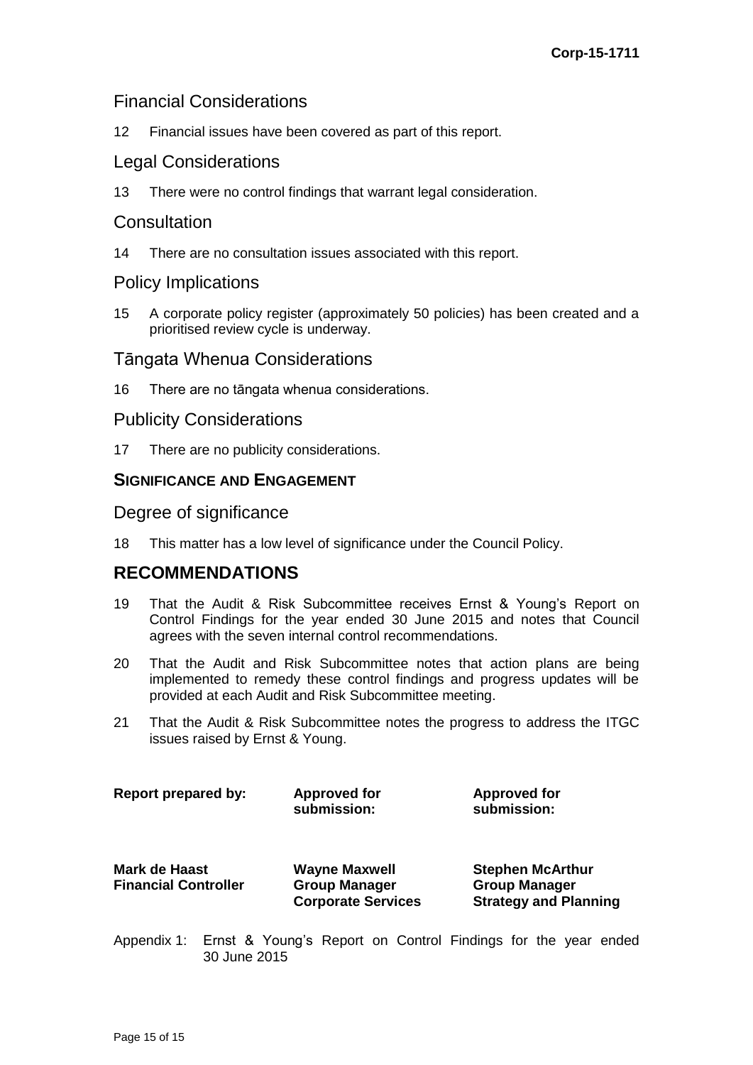## Financial Considerations

12 Financial issues have been covered as part of this report.

## Legal Considerations

13 There were no control findings that warrant legal consideration.

## Consultation

14 There are no consultation issues associated with this report.

## Policy Implications

15 A corporate policy register (approximately 50 policies) has been created and a prioritised review cycle is underway.

## Tāngata Whenua Considerations

16 There are no tāngata whenua considerations.

## Publicity Considerations

17 There are no publicity considerations.

### SIGNIFICANCE AND ENGAGEMENT

## Degree of significance

18 This matter has a low level of significance under the Council Policy.

# RECOMMENDATIONS

19 That the Audit & Risk Subcommittee receives Ernst & Young's Report on Control Findings for the year ended 30 June 2015 and notes that Council agrees with the seven internal control recommendations.

20 That the Audit and Risk Subcommittee notes that action plans are being implemented to remedy these control findings and progress updates will be provided at each Audit and Risk Subcommittee meeting.

21 That the Audit & Risk Subcommittee notes the progress to address the ITGC issues raised by Ernst & Young.

| **Report prepared by:** | **Approved for submission:** | **Approved for submission:** |
|---|---|---|
| **Mark de Haast**<br>**Financial Controller** | **Wayne Maxwell**<br>**Group Manager**<br>**Corporate Services** | **Stephen McArthur**<br>**Group Manager**<br>**Strategy and Planning** |

Appendix 1: Ernst & Young's Report on Control Findings for the year ended 30 June 2015